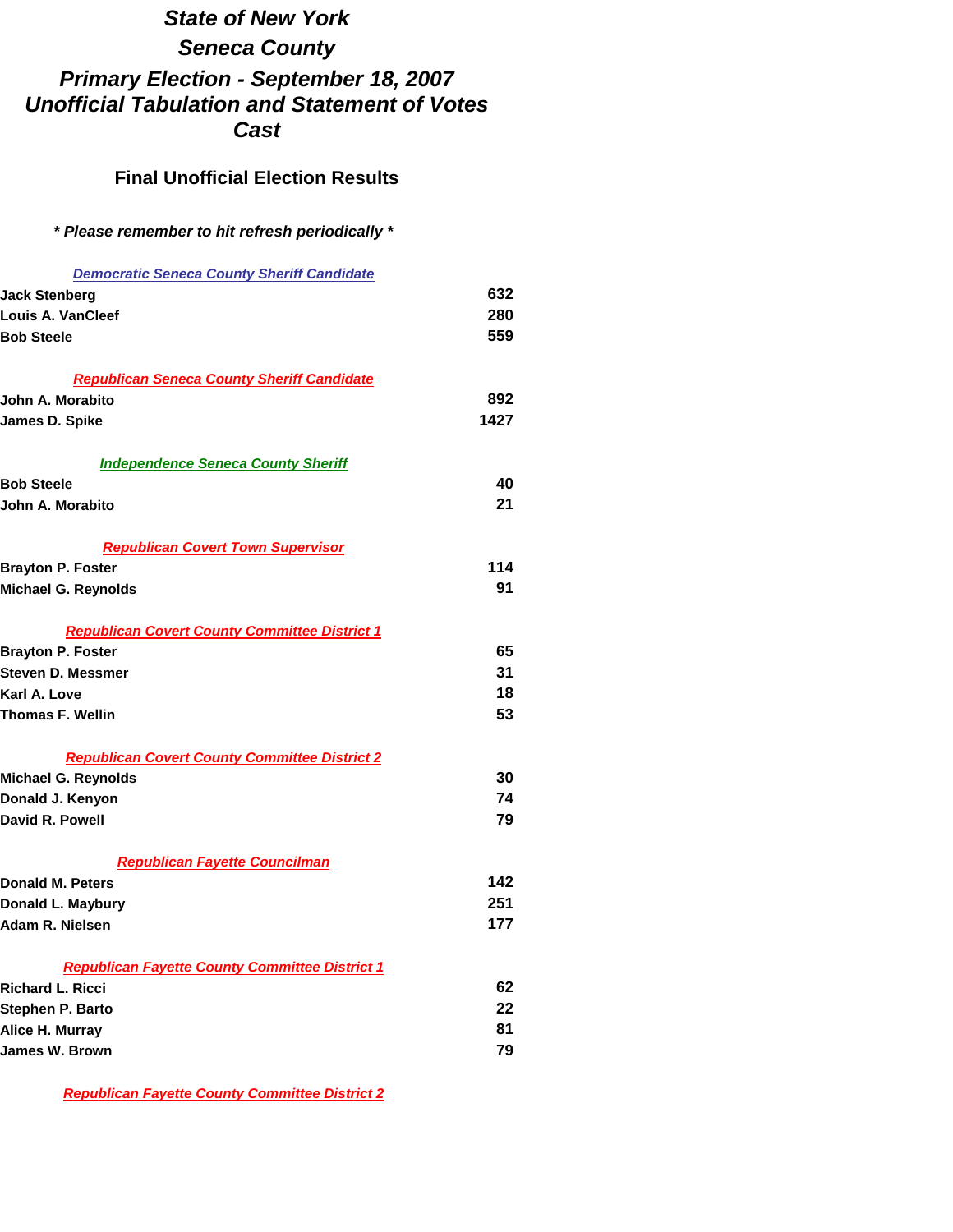# *State of New York*

# *Seneca County*

## *Primary Election - September 18, 2007*
## *Unofficial Tabulation and Statement of Votes Cast*

### Final Unofficial Election Results

***\* Please remember to hit refresh periodically \****

***Democratic Seneca County Sheriff Candidate***

| | |
|---|---|
| **Jack Stenberg** | **632** |
| **Louis A. VanCleef** | **280** |
| **Bob Steele** | **559** |

***Republican Seneca County Sheriff Candidate***

| | |
|---|---|
| **John A. Morabito** | **892** |
| **James D. Spike** | **1427** |

***Independence Seneca County Sheriff***

| | |
|---|---|
| **Bob Steele** | **40** |
| **John A. Morabito** | **21** |

***Republican Covert Town Supervisor***

| | |
|---|---|
| **Brayton P. Foster** | **114** |
| **Michael G. Reynolds** | **91** |

***Republican Covert County Committee District 1***

| | |
|---|---|
| **Brayton P. Foster** | **65** |
| **Steven D. Messmer** | **31** |
| **Karl A. Love** | **18** |
| **Thomas F. Wellin** | **53** |

***Republican Covert County Committee District 2***

| | |
|---|---|
| **Michael G. Reynolds** | **30** |
| **Donald J. Kenyon** | **74** |
| **David R. Powell** | **79** |

***Republican Fayette Councilman***

| | |
|---|---|
| **Donald M. Peters** | **142** |
| **Donald L. Maybury** | **251** |
| **Adam R. Nielsen** | **177** |

***Republican Fayette County Committee District 1***

| | |
|---|---|
| **Richard L. Ricci** | **62** |
| **Stephen P. Barto** | **22** |
| **Alice H. Murray** | **81** |
| **James W. Brown** | **79** |

***Republican Fayette County Committee District 2***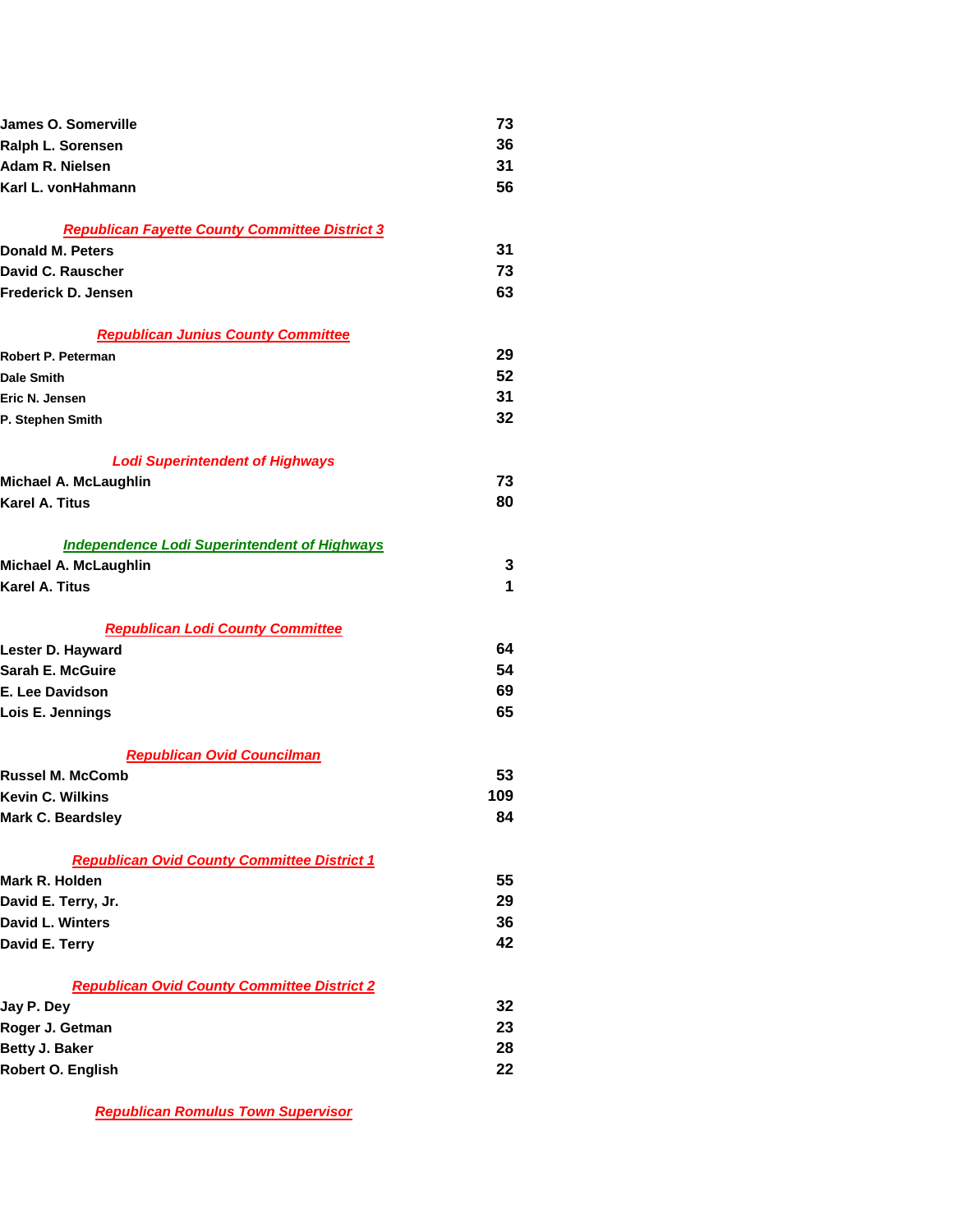| | |
|---|---|
| James O. Somerville | 73 |
| Ralph L. Sorensen | 36 |
| Adam R. Nielsen | 31 |
| Karl L. vonHahmann | 56 |

### *Republican Fayette County Committee District 3*

| | |
|---|---|
| Donald M. Peters | 31 |
| David C. Rauscher | 73 |
| Frederick D. Jensen | 63 |

### *Republican Junius County Committee*

| | |
|---|---|
| Robert P. Peterman | 29 |
| Dale Smith | 52 |
| Eric N. Jensen | 31 |
| P. Stephen Smith | 32 |

### *Lodi Superintendent of Highways*

| | |
|---|---|
| Michael A. McLaughlin | 73 |
| Karel A. Titus | 80 |

### *Independence Lodi Superintendent of Highways*

| | |
|---|---|
| Michael A. McLaughlin | 3 |
| Karel A. Titus | 1 |

### *Republican Lodi County Committee*

| | |
|---|---|
| Lester D. Hayward | 64 |
| Sarah E. McGuire | 54 |
| E. Lee Davidson | 69 |
| Lois E. Jennings | 65 |

### *Republican Ovid Councilman*

| | |
|---|---|
| Russel M. McComb | 53 |
| Kevin C. Wilkins | 109 |
| Mark C. Beardsley | 84 |

### *Republican Ovid County Committee District 1*

| | |
|---|---|
| Mark R. Holden | 55 |
| David E. Terry, Jr. | 29 |
| David L. Winters | 36 |
| David E. Terry | 42 |

### *Republican Ovid County Committee District 2*

| | |
|---|---|
| Jay P. Dey | 32 |
| Roger J. Getman | 23 |
| Betty J. Baker | 28 |
| Robert O. English | 22 |

### *Republican Romulus Town Supervisor*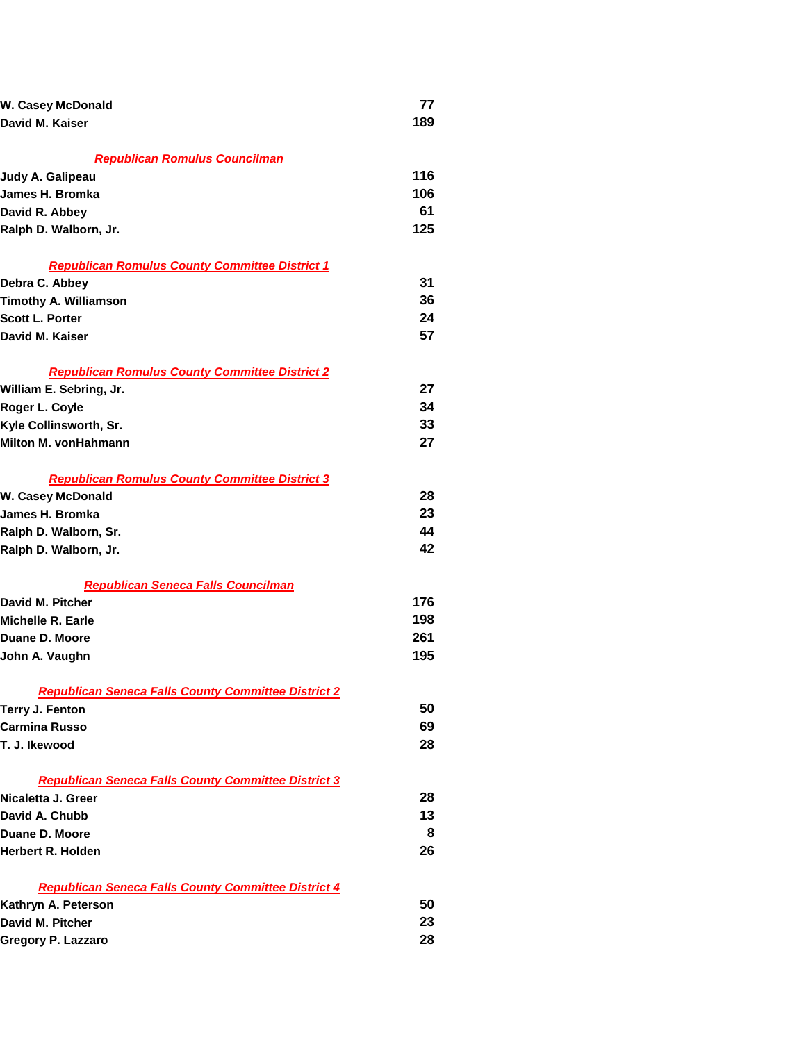| | |
|---|---|
| W. Casey McDonald | 77 |
| David M. Kaiser | 189 |

***Republican Romulus Councilman***

| | |
|---|---|
| Judy A. Galipeau | 116 |
| James H. Bromka | 106 |
| David R. Abbey | 61 |
| Ralph D. Walborn, Jr. | 125 |

***Republican Romulus County Committee District 1***

| | |
|---|---|
| Debra C. Abbey | 31 |
| Timothy A. Williamson | 36 |
| Scott L. Porter | 24 |
| David M. Kaiser | 57 |

***Republican Romulus County Committee District 2***

| | |
|---|---|
| William E. Sebring, Jr. | 27 |
| Roger L. Coyle | 34 |
| Kyle Collinsworth, Sr. | 33 |
| Milton M. vonHahmann | 27 |

***Republican Romulus County Committee District 3***

| | |
|---|---|
| W. Casey McDonald | 28 |
| James H. Bromka | 23 |
| Ralph D. Walborn, Sr. | 44 |
| Ralph D. Walborn, Jr. | 42 |

***Republican Seneca Falls Councilman***

| | |
|---|---|
| David M. Pitcher | 176 |
| Michelle R. Earle | 198 |
| Duane D. Moore | 261 |
| John A. Vaughn | 195 |

***Republican Seneca Falls County Committee District 2***

| | |
|---|---|
| Terry J. Fenton | 50 |
| Carmina Russo | 69 |
| T. J. Ikewood | 28 |

***Republican Seneca Falls County Committee District 3***

| | |
|---|---|
| Nicaletta J. Greer | 28 |
| David A. Chubb | 13 |
| Duane D. Moore | 8 |
| Herbert R. Holden | 26 |

***Republican Seneca Falls County Committee District 4***

| | |
|---|---|
| Kathryn A. Peterson | 50 |
| David M. Pitcher | 23 |
| Gregory P. Lazzaro | 28 |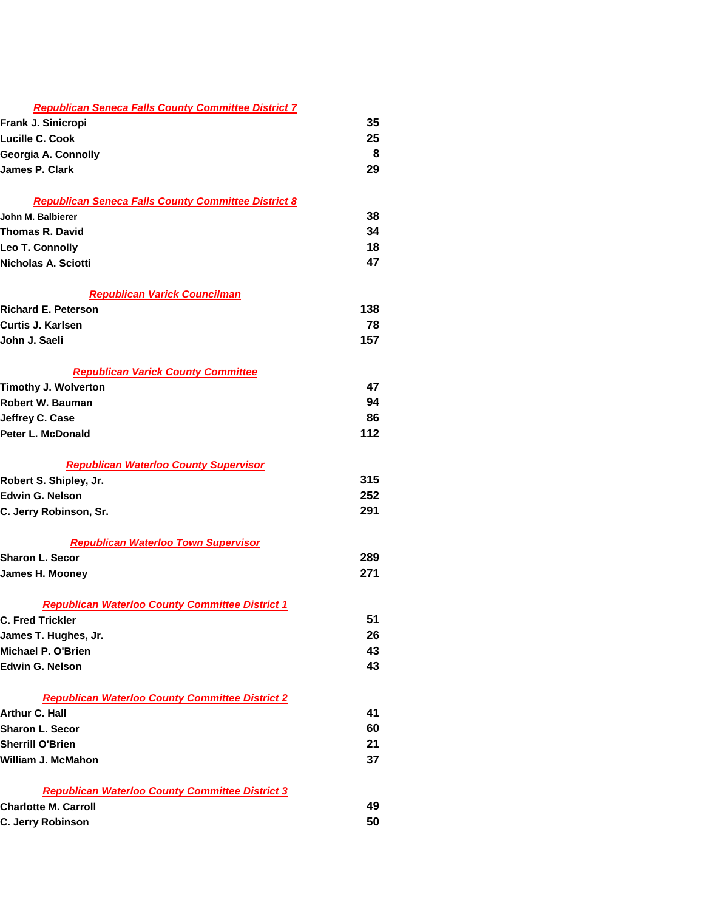### *Republican Seneca Falls County Committee District 7*

| | |
|---|---|
| Frank J. Sinicropi | 35 |
| Lucille C. Cook | 25 |
| Georgia A. Connolly | 8 |
| James P. Clark | 29 |

### *Republican Seneca Falls County Committee District 8*

| | |
|---|---|
| John M. Balbierer | 38 |
| Thomas R. David | 34 |
| Leo T. Connolly | 18 |
| Nicholas A. Sciotti | 47 |

### *Republican Varick Councilman*

| | |
|---|---|
| Richard E. Peterson | 138 |
| Curtis J. Karlsen | 78 |
| John J. Saeli | 157 |

### *Republican Varick County Committee*

| | |
|---|---|
| Timothy J. Wolverton | 47 |
| Robert W. Bauman | 94 |
| Jeffrey C. Case | 86 |
| Peter L. McDonald | 112 |

### *Republican Waterloo County Supervisor*

| | |
|---|---|
| Robert S. Shipley, Jr. | 315 |
| Edwin G. Nelson | 252 |
| C. Jerry Robinson, Sr. | 291 |

### *Republican Waterloo Town Supervisor*

| | |
|---|---|
| Sharon L. Secor | 289 |
| James H. Mooney | 271 |

### *Republican Waterloo County Committee District 1*

| | |
|---|---|
| C. Fred Trickler | 51 |
| James T. Hughes, Jr. | 26 |
| Michael P. O'Brien | 43 |
| Edwin G. Nelson | 43 |

### *Republican Waterloo County Committee District 2*

| | |
|---|---|
| Arthur C. Hall | 41 |
| Sharon L. Secor | 60 |
| Sherrill O'Brien | 21 |
| William J. McMahon | 37 |

### *Republican Waterloo County Committee District 3*

| | |
|---|---|
| Charlotte M. Carroll | 49 |
| C. Jerry Robinson | 50 |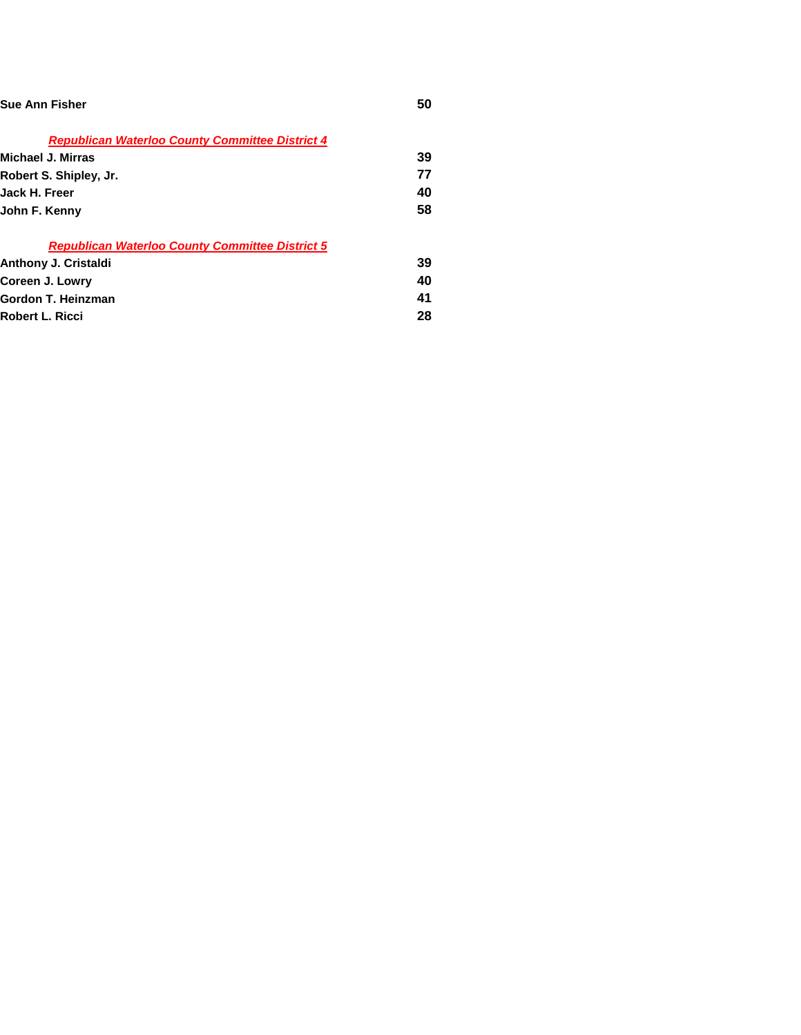| | |
|---|---|
| **Sue Ann Fisher** | **50** |

***Republican Waterloo County Committee District 4***

| | |
|---|---|
| **Michael J. Mirras** | **39** |
| **Robert S. Shipley, Jr.** | **77** |
| **Jack H. Freer** | **40** |
| **John F. Kenny** | **58** |

***Republican Waterloo County Committee District 5***

| | |
|---|---|
| **Anthony J. Cristaldi** | **39** |
| **Coreen J. Lowry** | **40** |
| **Gordon T. Heinzman** | **41** |
| **Robert L. Ricci** | **28** |